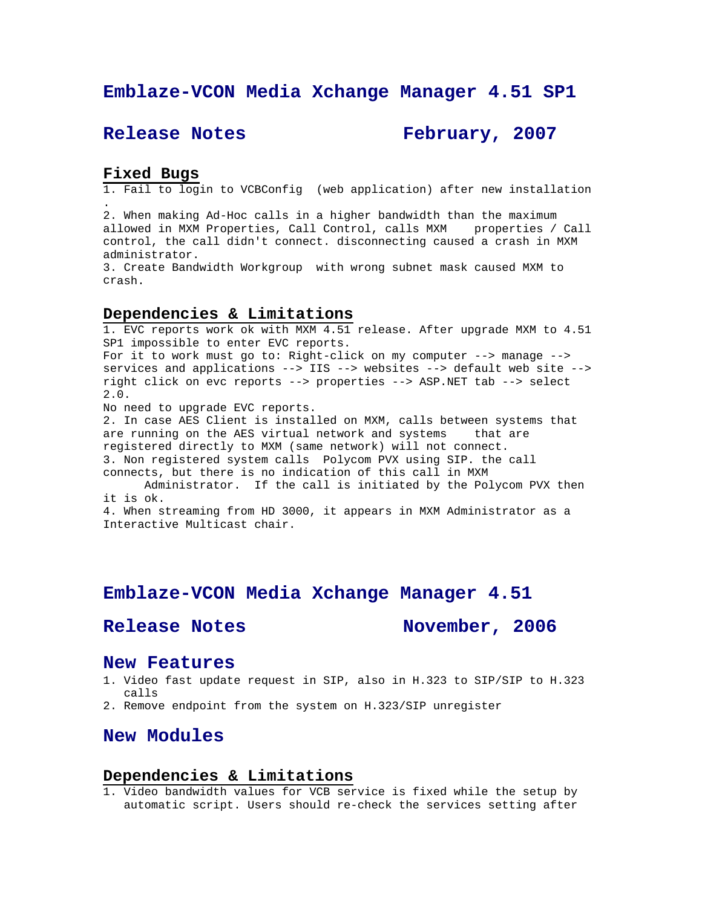# Emblaze-VCON Media Xchange Manager 4.51 SP1

## Release Notes February, 2007

### Fixed Bugs

1. Fail to login to VCBConfig (web application) after new installation .
2. When making Ad-Hoc calls in a higher bandwidth than the maximum allowed in MXM Properties, Call Control, calls MXM properties / Call control, the call didn't connect. disconnecting caused a crash in MXM administrator.
3. Create Bandwidth Workgroup with wrong subnet mask caused MXM to crash.

### Dependencies & Limitations

1. EVC reports work ok with MXM 4.51 release. After upgrade MXM to 4.51 SP1 impossible to enter EVC reports.
For it to work must go to: Right-click on my computer --> manage --> services and applications --> IIS --> websites --> default web site --> right click on evc reports --> properties --> ASP.NET tab --> select 2.0.
No need to upgrade EVC reports.
2. In case AES Client is installed on MXM, calls between systems that are running on the AES virtual network and systems that are registered directly to MXM (same network) will not connect.
3. Non registered system calls Polycom PVX using SIP. the call connects, but there is no indication of this call in MXM Administrator. If the call is initiated by the Polycom PVX then it is ok.
4. When streaming from HD 3000, it appears in MXM Administrator as a Interactive Multicast chair.

# Emblaze-VCON Media Xchange Manager 4.51

## Release Notes November, 2006

## New Features

1. Video fast update request in SIP, also in H.323 to SIP/SIP to H.323 calls
2. Remove endpoint from the system on H.323/SIP unregister

## New Modules

### Dependencies & Limitations

1. Video bandwidth values for VCB service is fixed while the setup by automatic script. Users should re-check the services setting after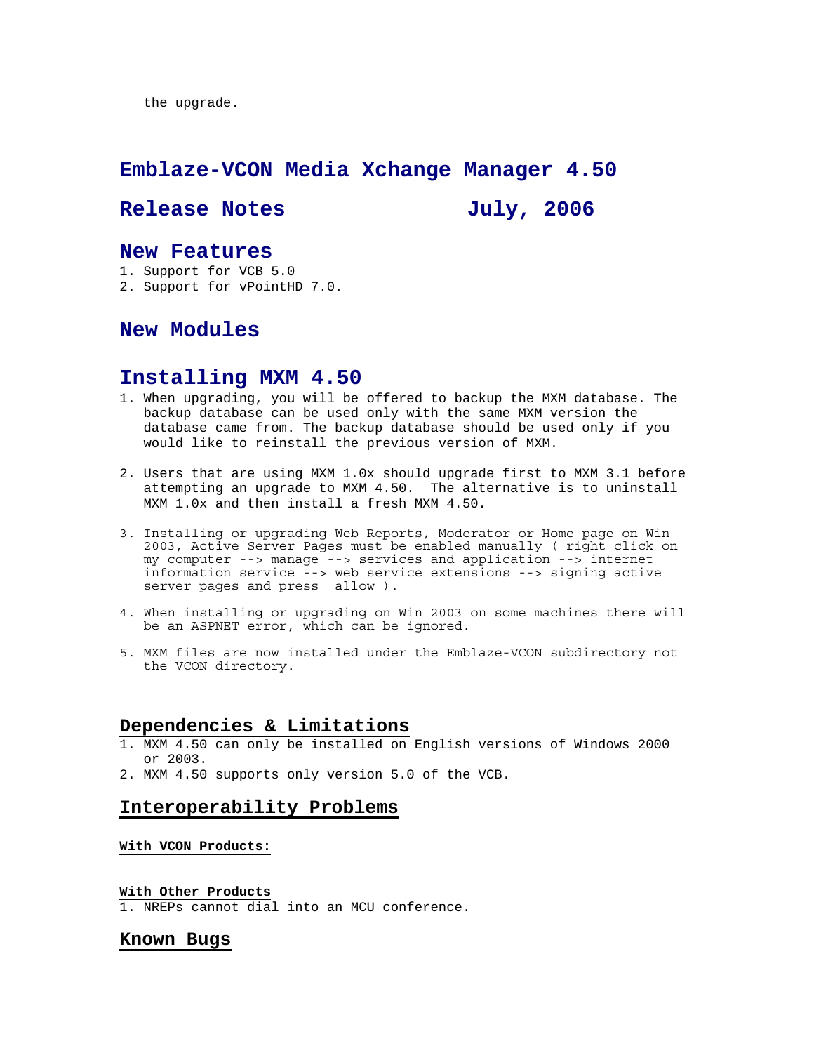the upgrade.

# Emblaze-VCON Media Xchange Manager 4.50

## Release Notes July, 2006

## New Features

1. Support for VCB 5.0
2. Support for vPointHD 7.0.

## New Modules

## Installing MXM 4.50

1. When upgrading, you will be offered to backup the MXM database. The backup database can be used only with the same MXM version the database came from. The backup database should be used only if you would like to reinstall the previous version of MXM.

2. Users that are using MXM 1.0x should upgrade first to MXM 3.1 before attempting an upgrade to MXM 4.50. The alternative is to uninstall MXM 1.0x and then install a fresh MXM 4.50.

3. Installing or upgrading Web Reports, Moderator or Home page on Win 2003, Active Server Pages must be enabled manually ( right click on my computer --> manage --> services and application --> internet information service --> web service extensions --> signing active server pages and press allow ).

4. When installing or upgrading on Win 2003 on some machines there will be an ASPNET error, which can be ignored.

5. MXM files are now installed under the Emblaze-VCON subdirectory not the VCON directory.

## Dependencies & Limitations

1. MXM 4.50 can only be installed on English versions of Windows 2000 or 2003.
2. MXM 4.50 supports only version 5.0 of the VCB.

## Interoperability Problems

**With VCON Products:**

**With Other Products**

1. NREPs cannot dial into an MCU conference.

## Known Bugs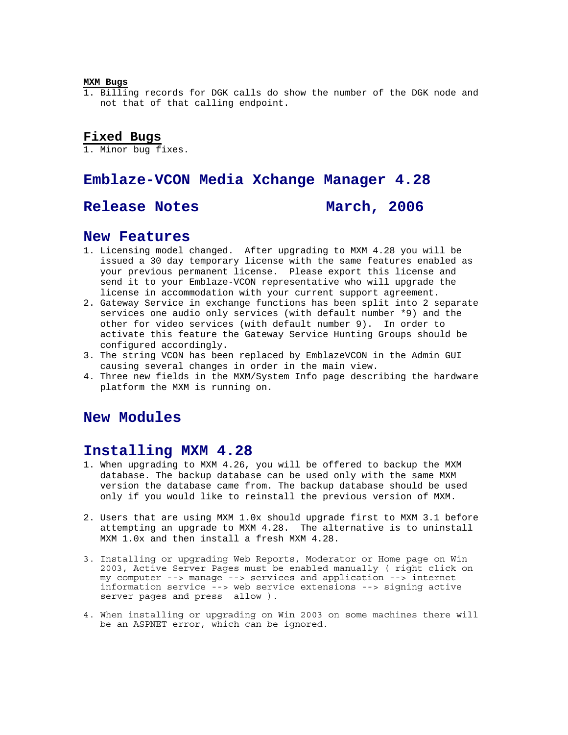#### MXM Bugs

1. Billing records for DGK calls do show the number of the DGK node and not that of that calling endpoint.

### Fixed Bugs

1. Minor bug fixes.

## Emblaze-VCON Media Xchange Manager 4.28

## Release Notes March, 2006

### New Features

1. Licensing model changed. After upgrading to MXM 4.28 you will be issued a 30 day temporary license with the same features enabled as your previous permanent license. Please export this license and send it to your Emblaze-VCON representative who will upgrade the license in accommodation with your current support agreement.
2. Gateway Service in exchange functions has been split into 2 separate services one audio only services (with default number *9) and the other for video services (with default number 9). In order to activate this feature the Gateway Service Hunting Groups should be configured accordingly.
3. The string VCON has been replaced by EmblazeVCON in the Admin GUI causing several changes in order in the main view.
4. Three new fields in the MXM/System Info page describing the hardware platform the MXM is running on.

### New Modules

### Installing MXM 4.28

1. When upgrading to MXM 4.26, you will be offered to backup the MXM database. The backup database can be used only with the same MXM version the database came from. The backup database should be used only if you would like to reinstall the previous version of MXM.

2. Users that are using MXM 1.0x should upgrade first to MXM 3.1 before attempting an upgrade to MXM 4.28. The alternative is to uninstall MXM 1.0x and then install a fresh MXM 4.28.

3. Installing or upgrading Web Reports, Moderator or Home page on Win 2003, Active Server Pages must be enabled manually ( right click on my computer --> manage --> services and application --> internet information service --> web service extensions --> signing active server pages and press allow ).

4. When installing or upgrading on Win 2003 on some machines there will be an ASPNET error, which can be ignored.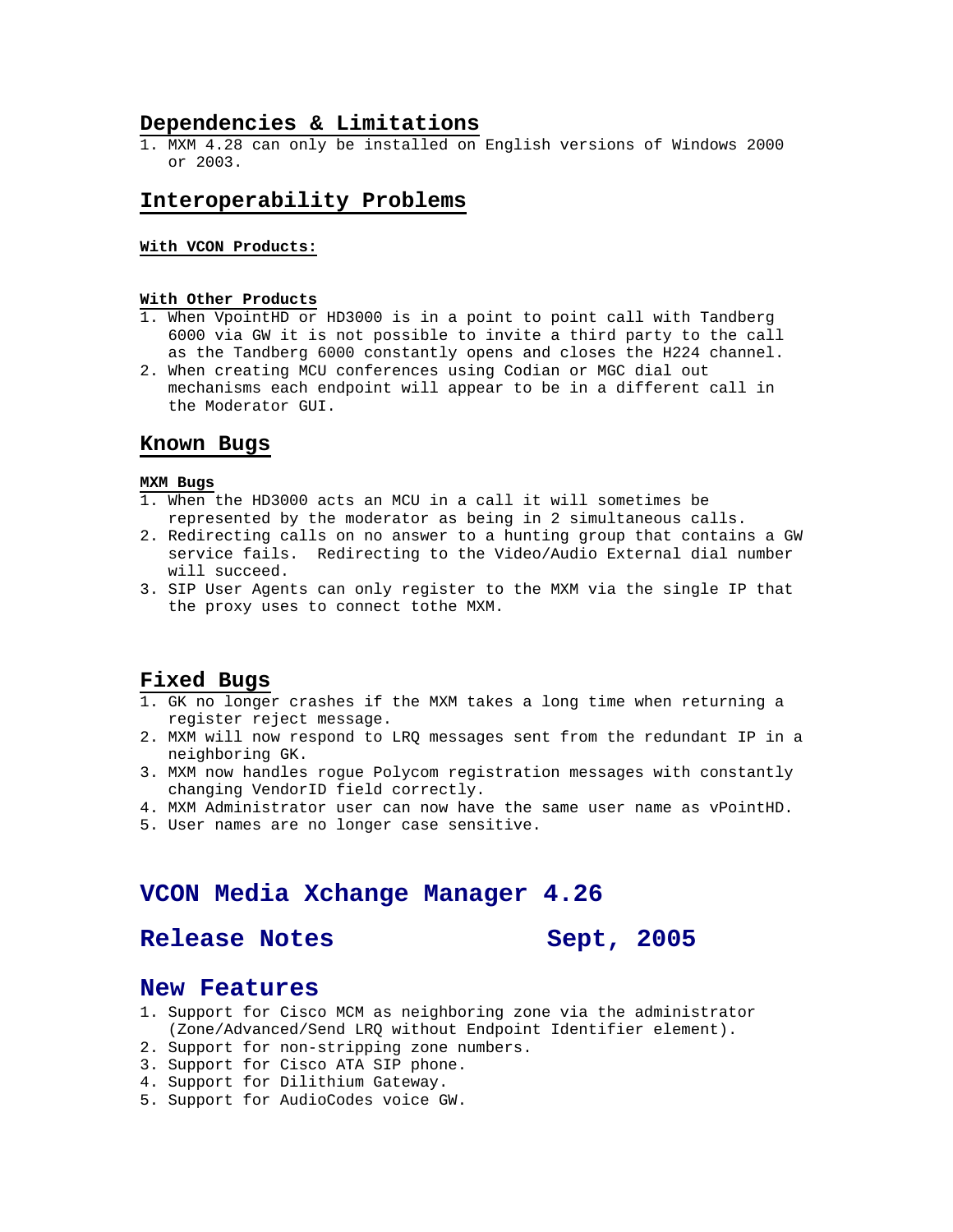## Dependencies & Limitations

1. MXM 4.28 can only be installed on English versions of Windows 2000 or 2003.

## Interoperability Problems

#### With VCON Products:

#### With Other Products

1. When VpointHD or HD3000 is in a point to point call with Tandberg 6000 via GW it is not possible to invite a third party to the call as the Tandberg 6000 constantly opens and closes the H224 channel.
2. When creating MCU conferences using Codian or MGC dial out mechanisms each endpoint will appear to be in a different call in the Moderator GUI.

## Known Bugs

#### MXM Bugs

1. When the HD3000 acts an MCU in a call it will sometimes be represented by the moderator as being in 2 simultaneous calls.
2. Redirecting calls on no answer to a hunting group that contains a GW service fails. Redirecting to the Video/Audio External dial number will succeed.
3. SIP User Agents can only register to the MXM via the single IP that the proxy uses to connect tothe MXM.

## Fixed Bugs

1. GK no longer crashes if the MXM takes a long time when returning a register reject message.
2. MXM will now respond to LRQ messages sent from the redundant IP in a neighboring GK.
3. MXM now handles rogue Polycom registration messages with constantly changing VendorID field correctly.
4. MXM Administrator user can now have the same user name as vPointHD.
5. User names are no longer case sensitive.

# VCON Media Xchange Manager 4.26

## Release Notes Sept, 2005

## New Features

1. Support for Cisco MCM as neighboring zone via the administrator (Zone/Advanced/Send LRQ without Endpoint Identifier element).
2. Support for non-stripping zone numbers.
3. Support for Cisco ATA SIP phone.
4. Support for Dilithium Gateway.
5. Support for AudioCodes voice GW.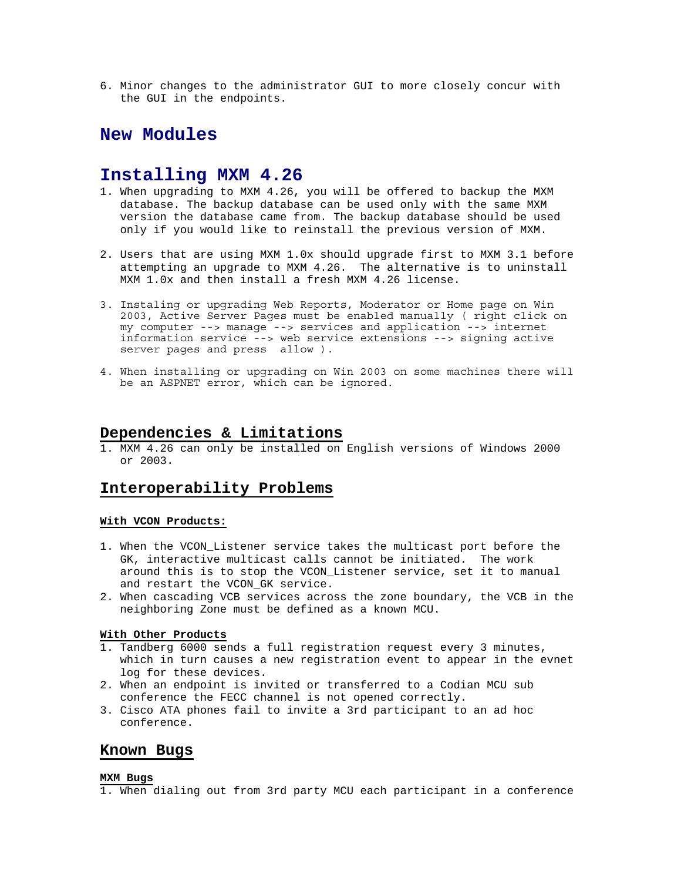6. Minor changes to the administrator GUI to more closely concur with the GUI in the endpoints.

## New Modules

## Installing MXM 4.26

1. When upgrading to MXM 4.26, you will be offered to backup the MXM database. The backup database can be used only with the same MXM version the database came from. The backup database should be used only if you would like to reinstall the previous version of MXM.

2. Users that are using MXM 1.0x should upgrade first to MXM 3.1 before attempting an upgrade to MXM 4.26. The alternative is to uninstall MXM 1.0x and then install a fresh MXM 4.26 license.

3. Instaling or upgrading Web Reports, Moderator or Home page on Win 2003, Active Server Pages must be enabled manually ( right click on my computer --> manage --> services and application --> internet information service --> web service extensions --> signing active server pages and press allow ).

4. When installing or upgrading on Win 2003 on some machines there will be an ASPNET error, which can be ignored.

## Dependencies & Limitations

1. MXM 4.26 can only be installed on English versions of Windows 2000 or 2003.

## Interoperability Problems

### With VCON Products:

1. When the VCON_Listener service takes the multicast port before the GK, interactive multicast calls cannot be initiated. The work around this is to stop the VCON_Listener service, set it to manual and restart the VCON_GK service.
2. When cascading VCB services across the zone boundary, the VCB in the neighboring Zone must be defined as a known MCU.

### With Other Products

1. Tandberg 6000 sends a full registration request every 3 minutes, which in turn causes a new registration event to appear in the evnet log for these devices.
2. When an endpoint is invited or transferred to a Codian MCU sub conference the FECC channel is not opened correctly.
3. Cisco ATA phones fail to invite a 3rd participant to an ad hoc conference.

## Known Bugs

### MXM Bugs

1. When dialing out from 3rd party MCU each participant in a conference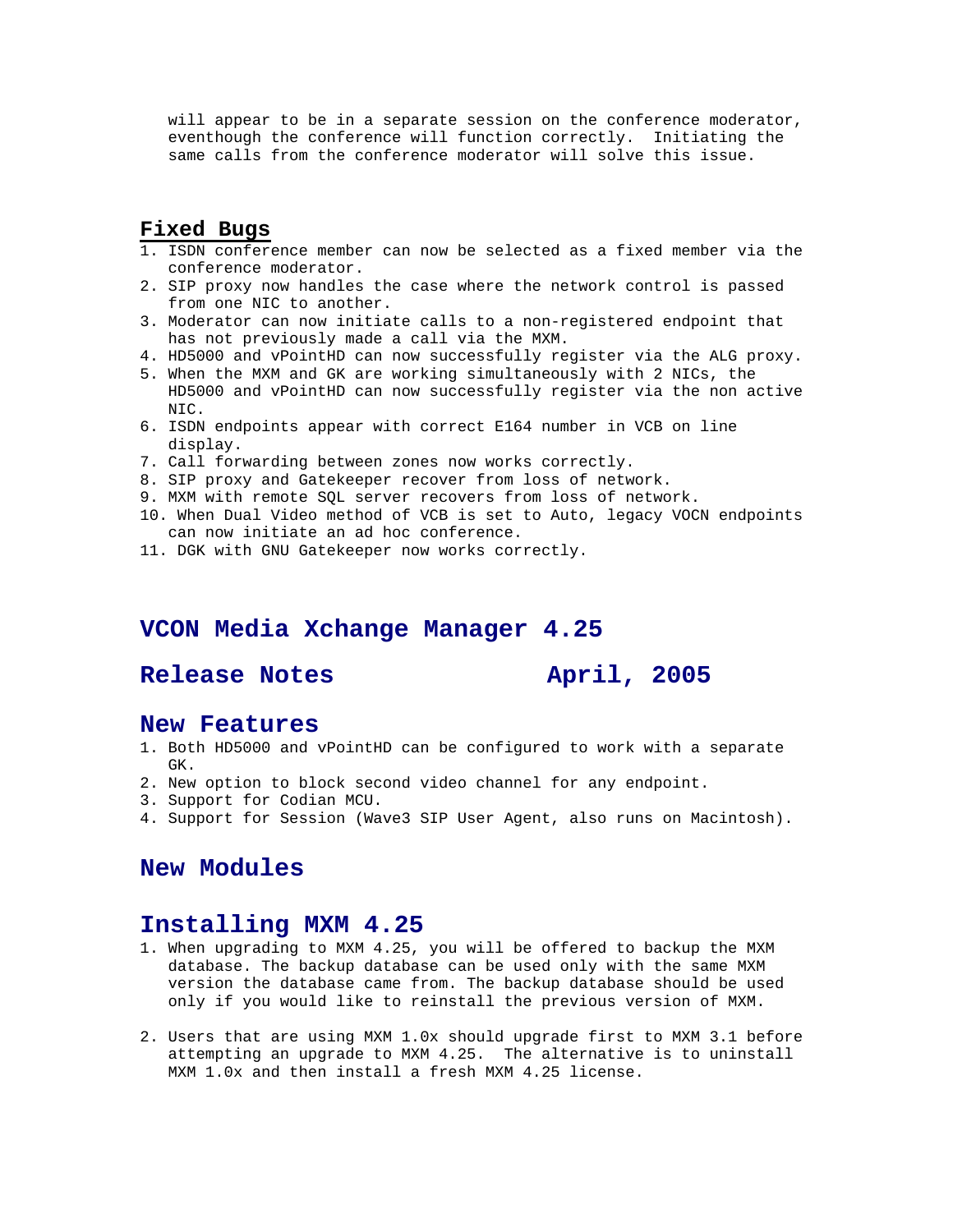will appear to be in a separate session on the conference moderator, eventhough the conference will function correctly. Initiating the same calls from the conference moderator will solve this issue.

## Fixed Bugs

1. ISDN conference member can now be selected as a fixed member via the conference moderator.
2. SIP proxy now handles the case where the network control is passed from one NIC to another.
3. Moderator can now initiate calls to a non-registered endpoint that has not previously made a call via the MXM.
4. HD5000 and vPointHD can now successfully register via the ALG proxy.
5. When the MXM and GK are working simultaneously with 2 NICs, the HD5000 and vPointHD can now successfully register via the non active NIC.
6. ISDN endpoints appear with correct E164 number in VCB on line display.
7. Call forwarding between zones now works correctly.
8. SIP proxy and Gatekeeper recover from loss of network.
9. MXM with remote SQL server recovers from loss of network.
10. When Dual Video method of VCB is set to Auto, legacy VOCN endpoints can now initiate an ad hoc conference.
11. DGK with GNU Gatekeeper now works correctly.

# VCON Media Xchange Manager 4.25

## Release Notes April, 2005

## New Features

1. Both HD5000 and vPointHD can be configured to work with a separate GK.
2. New option to block second video channel for any endpoint.
3. Support for Codian MCU.
4. Support for Session (Wave3 SIP User Agent, also runs on Macintosh).

## New Modules

## Installing MXM 4.25

1. When upgrading to MXM 4.25, you will be offered to backup the MXM database. The backup database can be used only with the same MXM version the database came from. The backup database should be used only if you would like to reinstall the previous version of MXM.

2. Users that are using MXM 1.0x should upgrade first to MXM 3.1 before attempting an upgrade to MXM 4.25. The alternative is to uninstall MXM 1.0x and then install a fresh MXM 4.25 license.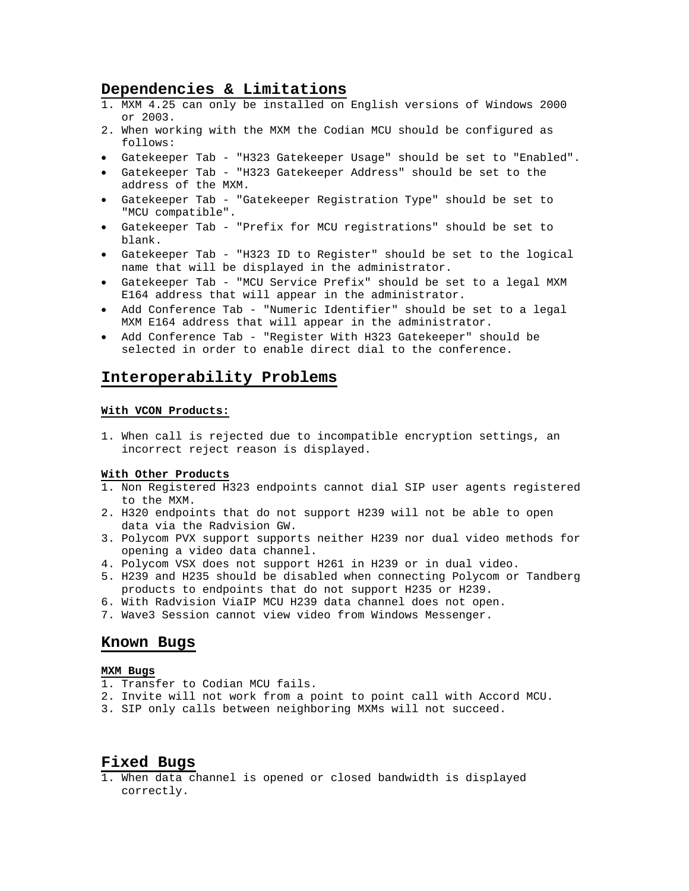## Dependencies & Limitations

1. MXM 4.25 can only be installed on English versions of Windows 2000 or 2003.
2. When working with the MXM the Codian MCU should be configured as follows:

- Gatekeeper Tab - "H323 Gatekeeper Usage" should be set to "Enabled".
- Gatekeeper Tab - "H323 Gatekeeper Address" should be set to the address of the MXM.
- Gatekeeper Tab - "Gatekeeper Registration Type" should be set to "MCU compatible".
- Gatekeeper Tab - "Prefix for MCU registrations" should be set to blank.
- Gatekeeper Tab - "H323 ID to Register" should be set to the logical name that will be displayed in the administrator.
- Gatekeeper Tab - "MCU Service Prefix" should be set to a legal MXM E164 address that will appear in the administrator.
- Add Conference Tab - "Numeric Identifier" should be set to a legal MXM E164 address that will appear in the administrator.
- Add Conference Tab - "Register With H323 Gatekeeper" should be selected in order to enable direct dial to the conference.

## Interoperability Problems

#### With VCON Products:

1. When call is rejected due to incompatible encryption settings, an incorrect reject reason is displayed.

#### With Other Products

1. Non Registered H323 endpoints cannot dial SIP user agents registered to the MXM.
2. H320 endpoints that do not support H239 will not be able to open data via the Radvision GW.
3. Polycom PVX support supports neither H239 nor dual video methods for opening a video data channel.
4. Polycom VSX does not support H261 in H239 or in dual video.
5. H239 and H235 should be disabled when connecting Polycom or Tandberg products to endpoints that do not support H235 or H239.
6. With Radvision ViaIP MCU H239 data channel does not open.
7. Wave3 Session cannot view video from Windows Messenger.

## Known Bugs

#### MXM Bugs

1. Transfer to Codian MCU fails.
2. Invite will not work from a point to point call with Accord MCU.
3. SIP only calls between neighboring MXMs will not succeed.

## Fixed Bugs

1. When data channel is opened or closed bandwidth is displayed correctly.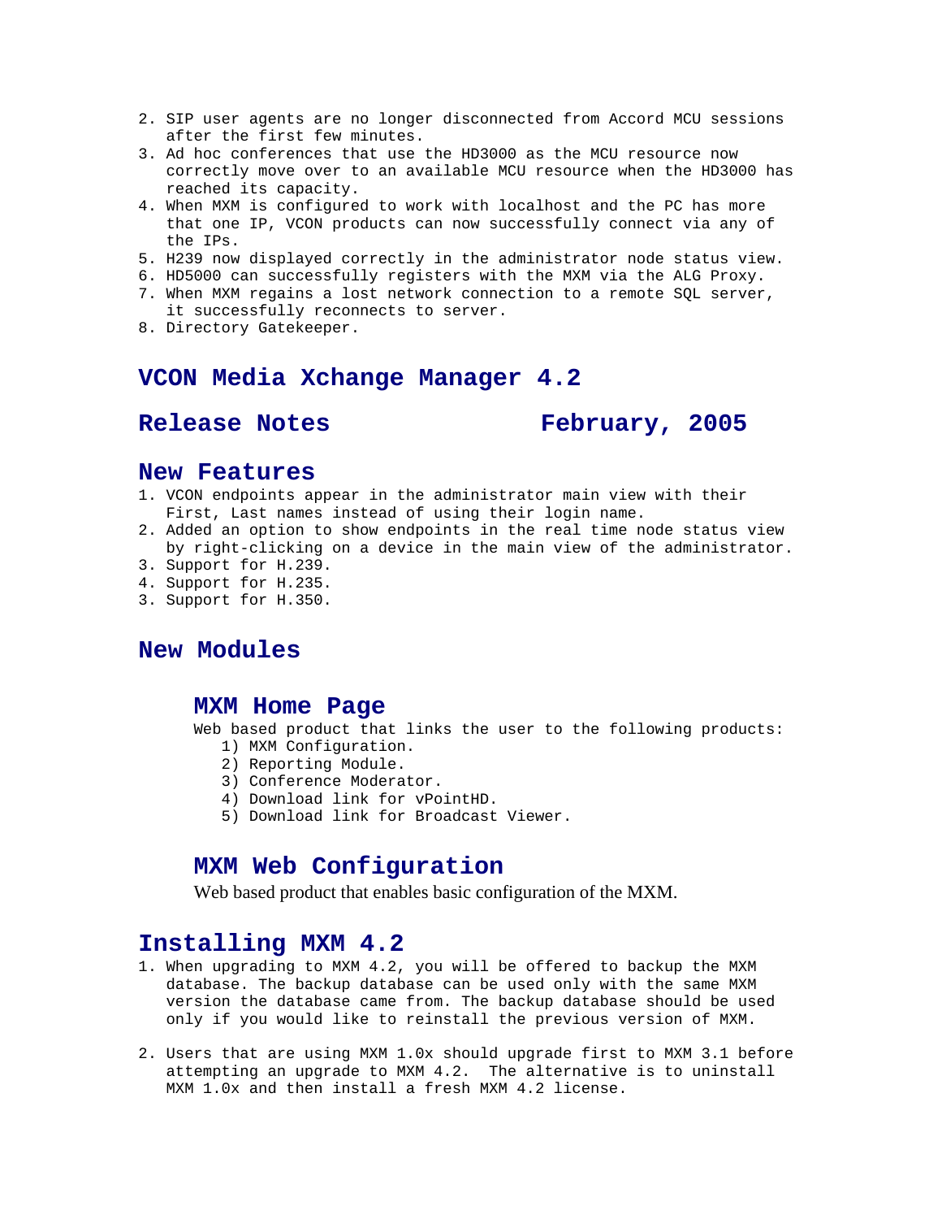2. SIP user agents are no longer disconnected from Accord MCU sessions after the first few minutes.
3. Ad hoc conferences that use the HD3000 as the MCU resource now correctly move over to an available MCU resource when the HD3000 has reached its capacity.
4. When MXM is configured to work with localhost and the PC has more that one IP, VCON products can now successfully connect via any of the IPs.
5. H239 now displayed correctly in the administrator node status view.
6. HD5000 can successfully registers with the MXM via the ALG Proxy.
7. When MXM regains a lost network connection to a remote SQL server, it successfully reconnects to server.
8. Directory Gatekeeper.

# VCON Media Xchange Manager 4.2

## Release Notes February, 2005

## New Features

1. VCON endpoints appear in the administrator main view with their First, Last names instead of using their login name.
2. Added an option to show endpoints in the real time node status view by right-clicking on a device in the main view of the administrator.
3. Support for H.239.
4. Support for H.235.
3. Support for H.350.

## New Modules

### MXM Home Page

Web based product that links the user to the following products:

1) MXM Configuration.
2) Reporting Module.
3) Conference Moderator.
4) Download link for vPointHD.
5) Download link for Broadcast Viewer.

### MXM Web Configuration

Web based product that enables basic configuration of the MXM.

## Installing MXM 4.2

1. When upgrading to MXM 4.2, you will be offered to backup the MXM database. The backup database can be used only with the same MXM version the database came from. The backup database should be used only if you would like to reinstall the previous version of MXM.

2. Users that are using MXM 1.0x should upgrade first to MXM 3.1 before attempting an upgrade to MXM 4.2. The alternative is to uninstall MXM 1.0x and then install a fresh MXM 4.2 license.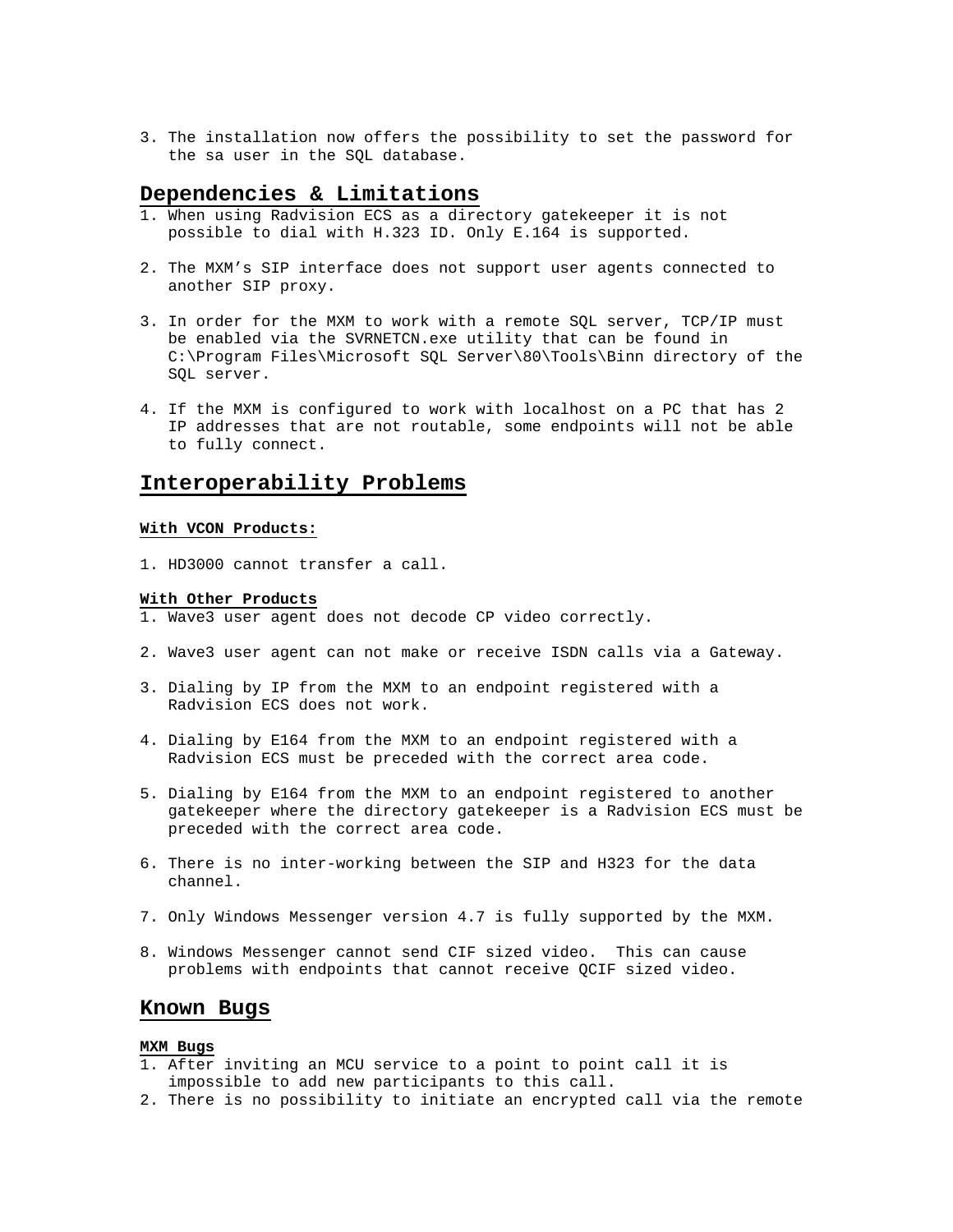3. The installation now offers the possibility to set the password for the sa user in the SQL database.

## Dependencies & Limitations

1. When using Radvision ECS as a directory gatekeeper it is not possible to dial with H.323 ID. Only E.164 is supported.

2. The MXM's SIP interface does not support user agents connected to another SIP proxy.

3. In order for the MXM to work with a remote SQL server, TCP/IP must be enabled via the SVRNETCN.exe utility that can be found in C:\Program Files\Microsoft SQL Server\80\Tools\Binn directory of the SQL server.

4. If the MXM is configured to work with localhost on a PC that has 2 IP addresses that are not routable, some endpoints will not be able to fully connect.

## Interoperability Problems

#### With VCON Products:

1. HD3000 cannot transfer a call.

#### With Other Products

1. Wave3 user agent does not decode CP video correctly.

2. Wave3 user agent can not make or receive ISDN calls via a Gateway.

3. Dialing by IP from the MXM to an endpoint registered with a Radvision ECS does not work.

4. Dialing by E164 from the MXM to an endpoint registered with a Radvision ECS must be preceded with the correct area code.

5. Dialing by E164 from the MXM to an endpoint registered to another gatekeeper where the directory gatekeeper is a Radvision ECS must be preceded with the correct area code.

6. There is no inter-working between the SIP and H323 for the data channel.

7. Only Windows Messenger version 4.7 is fully supported by the MXM.

8. Windows Messenger cannot send CIF sized video. This can cause problems with endpoints that cannot receive QCIF sized video.

## Known Bugs

#### MXM Bugs

1. After inviting an MCU service to a point to point call it is impossible to add new participants to this call.
2. There is no possibility to initiate an encrypted call via the remote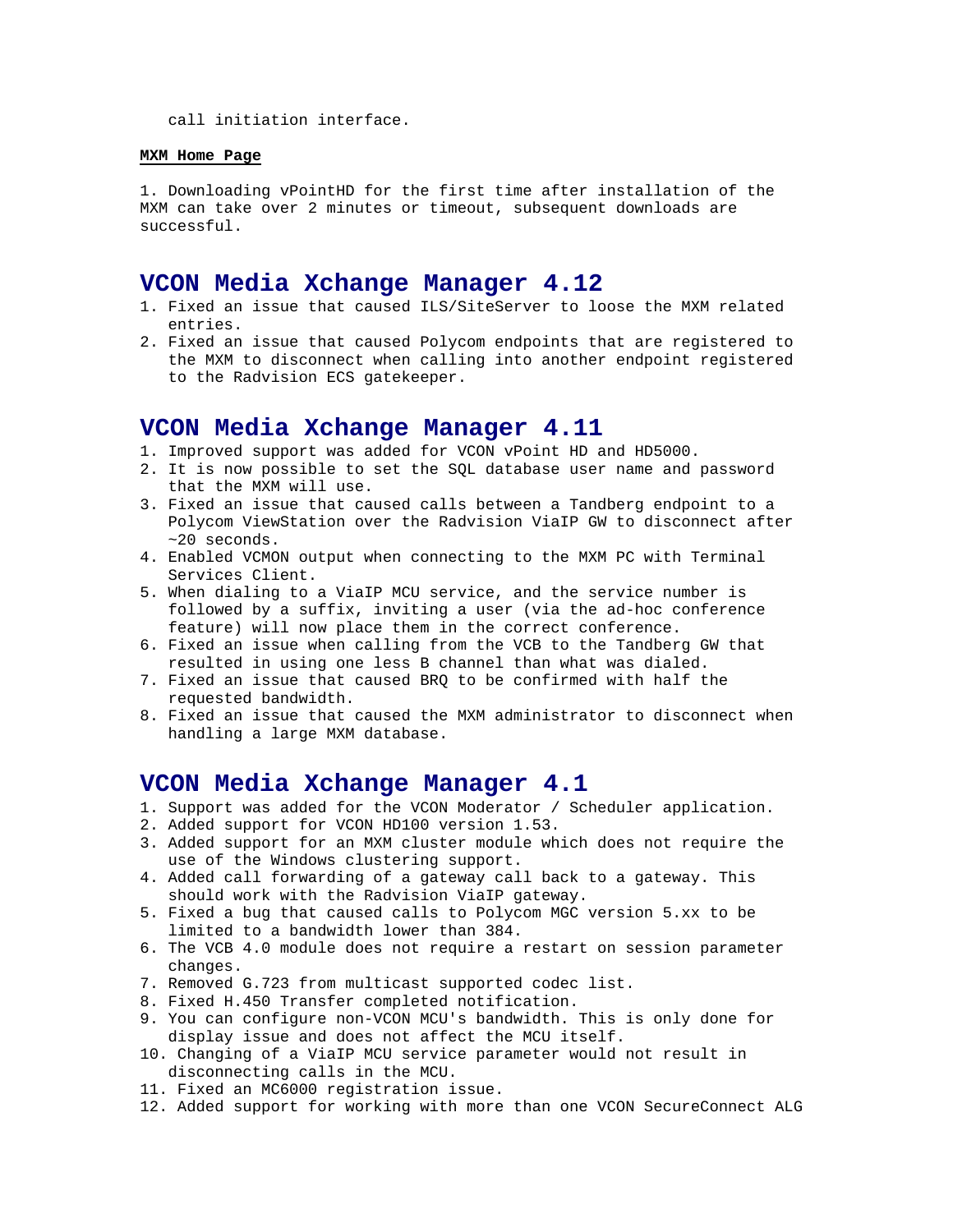call initiation interface.

**MXM Home Page**

1. Downloading vPointHD for the first time after installation of the MXM can take over 2 minutes or timeout, subsequent downloads are successful.

## VCON Media Xchange Manager 4.12

1. Fixed an issue that caused ILS/SiteServer to loose the MXM related entries.
2. Fixed an issue that caused Polycom endpoints that are registered to the MXM to disconnect when calling into another endpoint registered to the Radvision ECS gatekeeper.

## VCON Media Xchange Manager 4.11

1. Improved support was added for VCON vPoint HD and HD5000.
2. It is now possible to set the SQL database user name and password that the MXM will use.
3. Fixed an issue that caused calls between a Tandberg endpoint to a Polycom ViewStation over the Radvision ViaIP GW to disconnect after ~20 seconds.
4. Enabled VCMON output when connecting to the MXM PC with Terminal Services Client.
5. When dialing to a ViaIP MCU service, and the service number is followed by a suffix, inviting a user (via the ad-hoc conference feature) will now place them in the correct conference.
6. Fixed an issue when calling from the VCB to the Tandberg GW that resulted in using one less B channel than what was dialed.
7. Fixed an issue that caused BRQ to be confirmed with half the requested bandwidth.
8. Fixed an issue that caused the MXM administrator to disconnect when handling a large MXM database.

## VCON Media Xchange Manager 4.1

1. Support was added for the VCON Moderator / Scheduler application.
2. Added support for VCON HD100 version 1.53.
3. Added support for an MXM cluster module which does not require the use of the Windows clustering support.
4. Added call forwarding of a gateway call back to a gateway. This should work with the Radvision ViaIP gateway.
5. Fixed a bug that caused calls to Polycom MGC version 5.xx to be limited to a bandwidth lower than 384.
6. The VCB 4.0 module does not require a restart on session parameter changes.
7. Removed G.723 from multicast supported codec list.
8. Fixed H.450 Transfer completed notification.
9. You can configure non-VCON MCU's bandwidth. This is only done for display issue and does not affect the MCU itself.
10. Changing of a ViaIP MCU service parameter would not result in disconnecting calls in the MCU.
11. Fixed an MC6000 registration issue.
12. Added support for working with more than one VCON SecureConnect ALG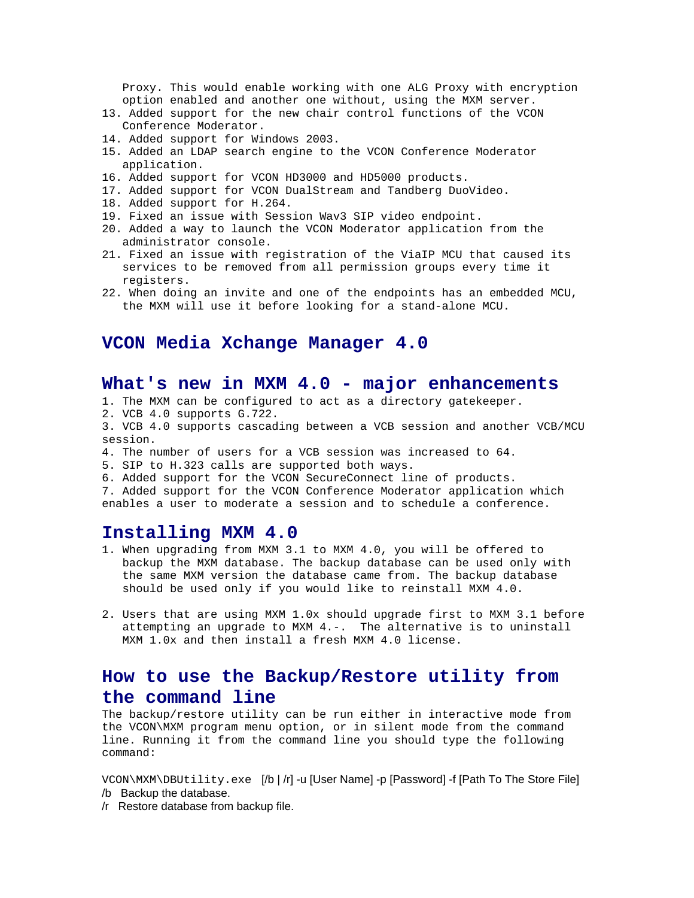Proxy. This would enable working with one ALG Proxy with encryption option enabled and another one without, using the MXM server.

13. Added support for the new chair control functions of the VCON Conference Moderator.
14. Added support for Windows 2003.
15. Added an LDAP search engine to the VCON Conference Moderator application.
16. Added support for VCON HD3000 and HD5000 products.
17. Added support for VCON DualStream and Tandberg DuoVideo.
18. Added support for H.264.
19. Fixed an issue with Session Wav3 SIP video endpoint.
20. Added a way to launch the VCON Moderator application from the administrator console.
21. Fixed an issue with registration of the ViaIP MCU that caused its services to be removed from all permission groups every time it registers.
22. When doing an invite and one of the endpoints has an embedded MCU, the MXM will use it before looking for a stand-alone MCU.

# VCON Media Xchange Manager 4.0

## What's new in MXM 4.0 - major enhancements

1. The MXM can be configured to act as a directory gatekeeper.
2. VCB 4.0 supports G.722.
3. VCB 4.0 supports cascading between a VCB session and another VCB/MCU session.
4. The number of users for a VCB session was increased to 64.
5. SIP to H.323 calls are supported both ways.
6. Added support for the VCON SecureConnect line of products.
7. Added support for the VCON Conference Moderator application which enables a user to moderate a session and to schedule a conference.

## Installing MXM 4.0

1. When upgrading from MXM 3.1 to MXM 4.0, you will be offered to backup the MXM database. The backup database can be used only with the same MXM version the database came from. The backup database should be used only if you would like to reinstall MXM 4.0.

2. Users that are using MXM 1.0x should upgrade first to MXM 3.1 before attempting an upgrade to MXM 4.-. The alternative is to uninstall MXM 1.0x and then install a fresh MXM 4.0 license.

## How to use the Backup/Restore utility from the command line

The backup/restore utility can be run either in interactive mode from the VCON\MXM program menu option, or in silent mode from the command line. Running it from the command line you should type the following command:

```
VCON\MXM\DBUtility.exe [/b | /r] -u [User Name] -p [Password] -f [Path To The Store File]
```

/b Backup the database.

/r Restore database from backup file.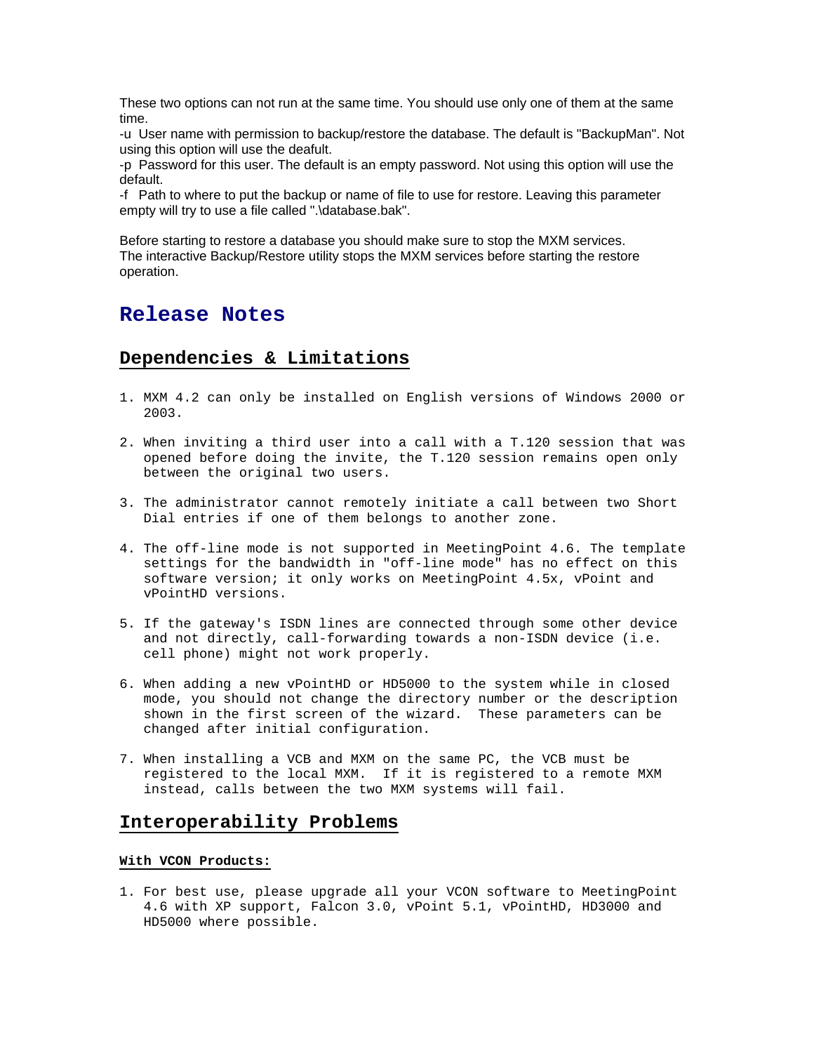These two options can not run at the same time. You should use only one of them at the same time.

-u  User name with permission to backup/restore the database. The default is "BackupMan". Not using this option will use the deafult.

-p  Password for this user. The default is an empty password. Not using this option will use the default.

-f  Path to where to put the backup or name of file to use for restore. Leaving this parameter empty will try to use a file called ".\database.bak".

Before starting to restore a database you should make sure to stop the MXM services.
The interactive Backup/Restore utility stops the MXM services before starting the restore operation.

# Release Notes

## Dependencies & Limitations

1. MXM 4.2 can only be installed on English versions of Windows 2000 or 2003.

2. When inviting a third user into a call with a T.120 session that was opened before doing the invite, the T.120 session remains open only between the original two users.

3. The administrator cannot remotely initiate a call between two Short Dial entries if one of them belongs to another zone.

4. The off-line mode is not supported in MeetingPoint 4.6. The template settings for the bandwidth in "off-line mode" has no effect on this software version; it only works on MeetingPoint 4.5x, vPoint and vPointHD versions.

5. If the gateway's ISDN lines are connected through some other device and not directly, call-forwarding towards a non-ISDN device (i.e. cell phone) might not work properly.

6. When adding a new vPointHD or HD5000 to the system while in closed mode, you should not change the directory number or the description shown in the first screen of the wizard.  These parameters can be changed after initial configuration.

7. When installing a VCB and MXM on the same PC, the VCB must be registered to the local MXM.  If it is registered to a remote MXM instead, calls between the two MXM systems will fail.

## Interoperability Problems

**With VCON Products:**

1. For best use, please upgrade all your VCON software to MeetingPoint 4.6 with XP support, Falcon 3.0, vPoint 5.1, vPointHD, HD3000 and HD5000 where possible.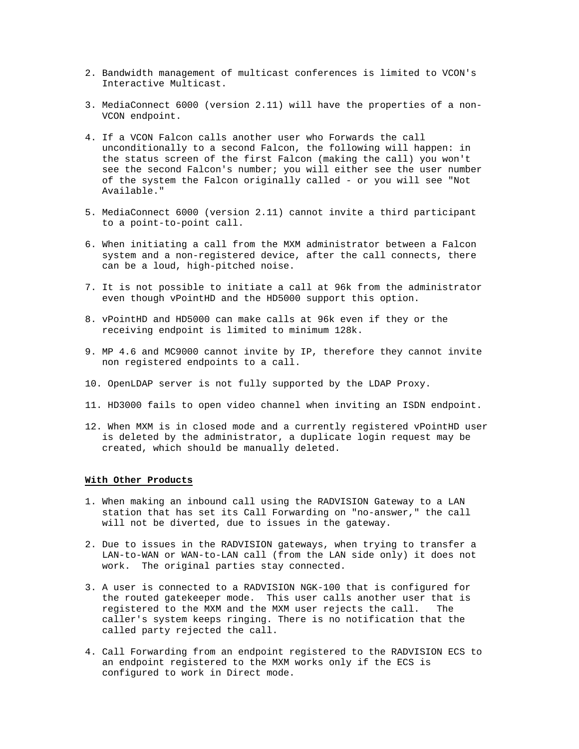2. Bandwidth management of multicast conferences is limited to VCON's Interactive Multicast.

3. MediaConnect 6000 (version 2.11) will have the properties of a non-VCON endpoint.

4. If a VCON Falcon calls another user who Forwards the call unconditionally to a second Falcon, the following will happen: in the status screen of the first Falcon (making the call) you won't see the second Falcon's number; you will either see the user number of the system the Falcon originally called - or you will see "Not Available."

5. MediaConnect 6000 (version 2.11) cannot invite a third participant to a point-to-point call.

6. When initiating a call from the MXM administrator between a Falcon system and a non-registered device, after the call connects, there can be a loud, high-pitched noise.

7. It is not possible to initiate a call at 96k from the administrator even though vPointHD and the HD5000 support this option.

8. vPointHD and HD5000 can make calls at 96k even if they or the receiving endpoint is limited to minimum 128k.

9. MP 4.6 and MC9000 cannot invite by IP, therefore they cannot invite non registered endpoints to a call.

10. OpenLDAP server is not fully supported by the LDAP Proxy.

11. HD3000 fails to open video channel when inviting an ISDN endpoint.

12. When MXM is in closed mode and a currently registered vPointHD user is deleted by the administrator, a duplicate login request may be created, which should be manually deleted.

**With Other Products**

1. When making an inbound call using the RADVISION Gateway to a LAN station that has set its Call Forwarding on "no-answer," the call will not be diverted, due to issues in the gateway.

2. Due to issues in the RADVISION gateways, when trying to transfer a LAN-to-WAN or WAN-to-LAN call (from the LAN side only) it does not work. The original parties stay connected.

3. A user is connected to a RADVISION NGK-100 that is configured for the routed gatekeeper mode. This user calls another user that is registered to the MXM and the MXM user rejects the call. The caller's system keeps ringing. There is no notification that the called party rejected the call.

4. Call Forwarding from an endpoint registered to the RADVISION ECS to an endpoint registered to the MXM works only if the ECS is configured to work in Direct mode.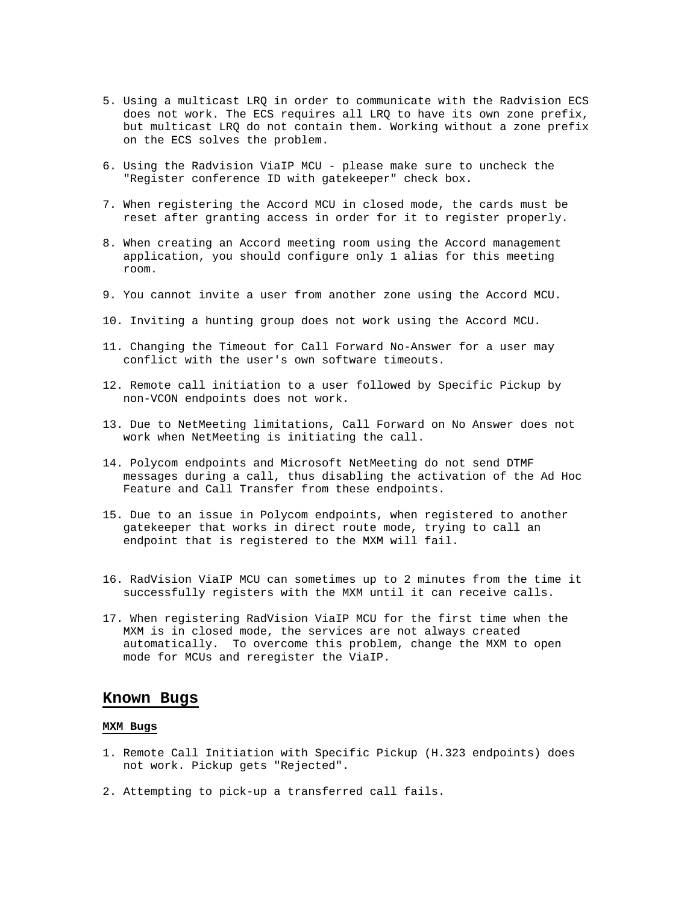5. Using a multicast LRQ in order to communicate with the Radvision ECS does not work. The ECS requires all LRQ to have its own zone prefix, but multicast LRQ do not contain them. Working without a zone prefix on the ECS solves the problem.

6. Using the Radvision ViaIP MCU - please make sure to uncheck the "Register conference ID with gatekeeper" check box.

7. When registering the Accord MCU in closed mode, the cards must be reset after granting access in order for it to register properly.

8. When creating an Accord meeting room using the Accord management application, you should configure only 1 alias for this meeting room.

9. You cannot invite a user from another zone using the Accord MCU.

10. Inviting a hunting group does not work using the Accord MCU.

11. Changing the Timeout for Call Forward No-Answer for a user may conflict with the user's own software timeouts.

12. Remote call initiation to a user followed by Specific Pickup by non-VCON endpoints does not work.

13. Due to NetMeeting limitations, Call Forward on No Answer does not work when NetMeeting is initiating the call.

14. Polycom endpoints and Microsoft NetMeeting do not send DTMF messages during a call, thus disabling the activation of the Ad Hoc Feature and Call Transfer from these endpoints.

15. Due to an issue in Polycom endpoints, when registered to another gatekeeper that works in direct route mode, trying to call an endpoint that is registered to the MXM will fail.

16. RadVision ViaIP MCU can sometimes up to 2 minutes from the time it successfully registers with the MXM until it can receive calls.

17. When registering RadVision ViaIP MCU for the first time when the MXM is in closed mode, the services are not always created automatically. To overcome this problem, change the MXM to open mode for MCUs and reregister the ViaIP.

## Known Bugs

### MXM Bugs

1. Remote Call Initiation with Specific Pickup (H.323 endpoints) does not work. Pickup gets "Rejected".

2. Attempting to pick-up a transferred call fails.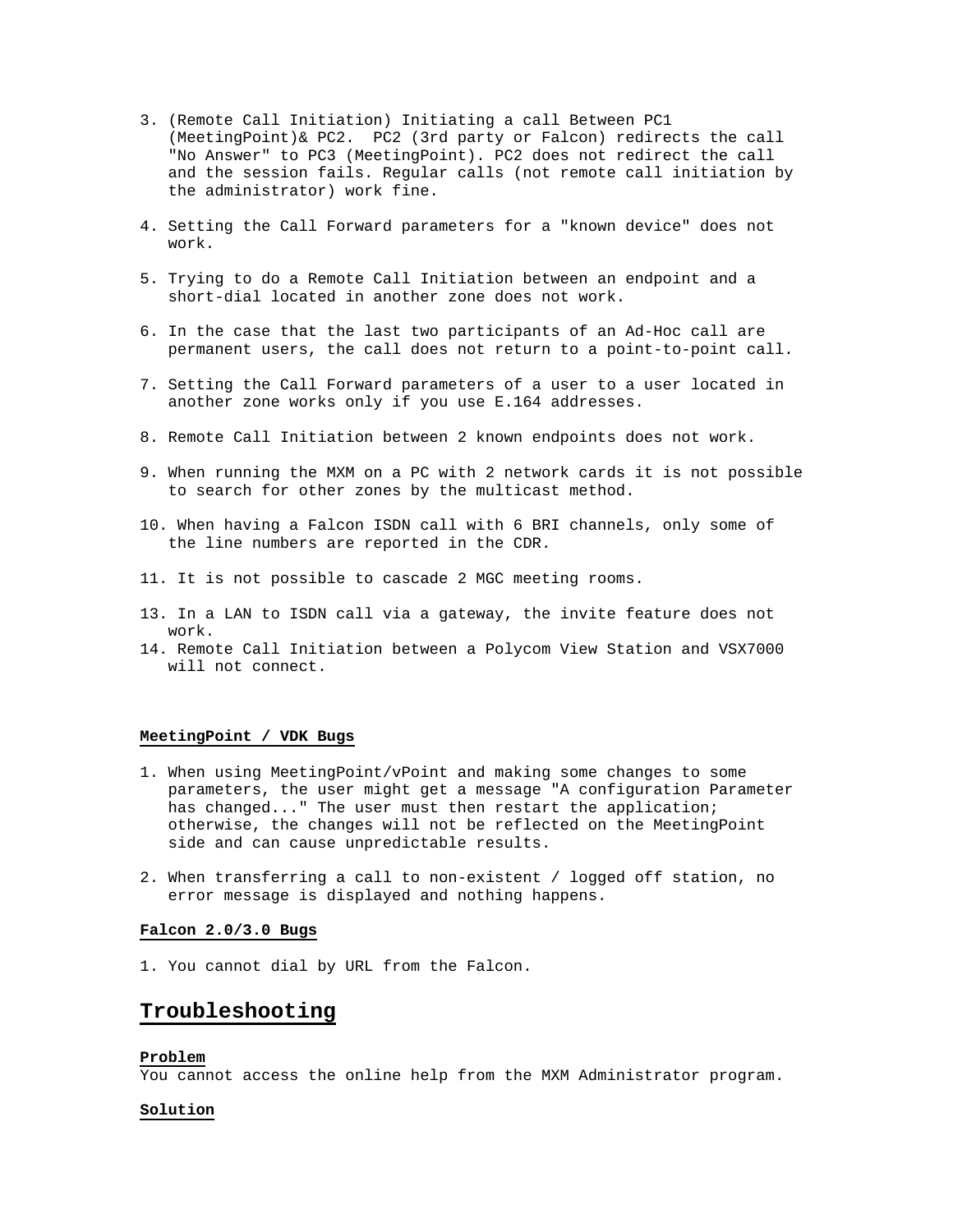3. (Remote Call Initiation) Initiating a call Between PC1 (MeetingPoint)& PC2. PC2 (3rd party or Falcon) redirects the call "No Answer" to PC3 (MeetingPoint). PC2 does not redirect the call and the session fails. Regular calls (not remote call initiation by the administrator) work fine.

4. Setting the Call Forward parameters for a "known device" does not work.

5. Trying to do a Remote Call Initiation between an endpoint and a short-dial located in another zone does not work.

6. In the case that the last two participants of an Ad-Hoc call are permanent users, the call does not return to a point-to-point call.

7. Setting the Call Forward parameters of a user to a user located in another zone works only if you use E.164 addresses.

8. Remote Call Initiation between 2 known endpoints does not work.

9. When running the MXM on a PC with 2 network cards it is not possible to search for other zones by the multicast method.

10. When having a Falcon ISDN call with 6 BRI channels, only some of the line numbers are reported in the CDR.

11. It is not possible to cascade 2 MGC meeting rooms.

13. In a LAN to ISDN call via a gateway, the invite feature does not work.
14. Remote Call Initiation between a Polycom View Station and VSX7000 will not connect.

**MeetingPoint / VDK Bugs**

1. When using MeetingPoint/vPoint and making some changes to some parameters, the user might get a message "A configuration Parameter has changed..." The user must then restart the application; otherwise, the changes will not be reflected on the MeetingPoint side and can cause unpredictable results.

2. When transferring a call to non-existent / logged off station, no error message is displayed and nothing happens.

**Falcon 2.0/3.0 Bugs**

1. You cannot dial by URL from the Falcon.

## Troubleshooting

**Problem**
You cannot access the online help from the MXM Administrator program.

**Solution**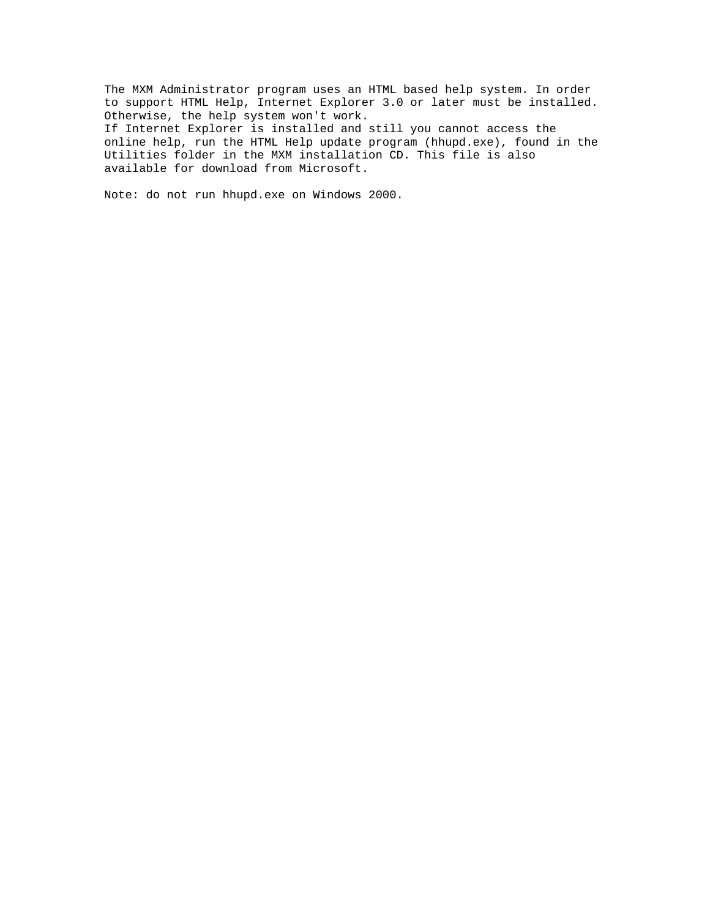The MXM Administrator program uses an HTML based help system. In order to support HTML Help, Internet Explorer 3.0 or later must be installed. Otherwise, the help system won't work.
If Internet Explorer is installed and still you cannot access the online help, run the HTML Help update program (hhupd.exe), found in the Utilities folder in the MXM installation CD. This file is also available for download from Microsoft.

Note: do not run hhupd.exe on Windows 2000.